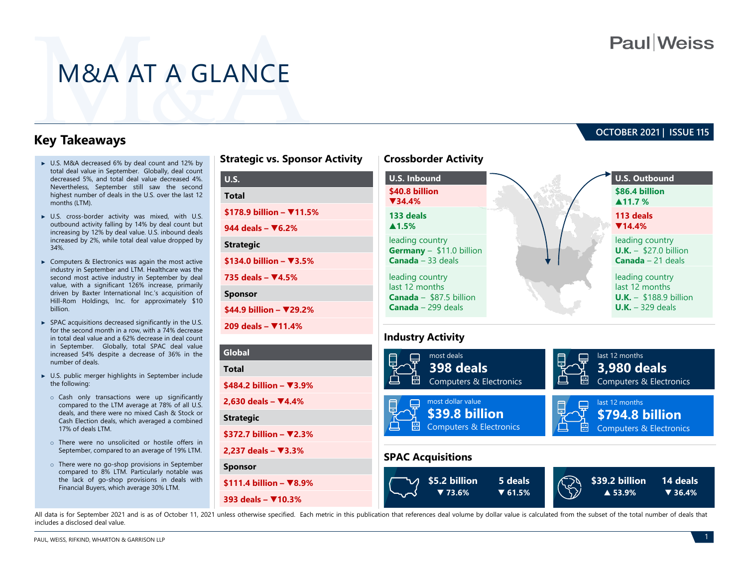# M&A AT A GLANCE

OCTOBER 2021 | ISSUE 115

## Key Takeaways

- U.S. M&A decreased 6% by deal count and 12% by total deal value in September. Globally, deal count decreased 5%, and total deal value decreased 4%. Nevertheless, September still saw the second highest number of deals in the U.S. over the last 12 months (LTM).
- U.S. cross-border activity was mixed, with U.S. outbound activity falling by 14% by deal count but increasing by 12% by deal value. U.S. inbound deals increased by 2%, while total deal value dropped by 34%.
- Computers & Electronics was again the most active industry in September and LTM. Healthcare was the second most active industry in September by deal value, with a significant 126% increase, primarily driven by Baxter International Inc.'s acquisition of Hill-Rom Holdings, Inc. for approximately $10 billion.
- SPAC acquisitions decreased significantly in the U.S. for the second month in a row, with a 74% decrease in total deal value and a 62% decrease in deal count in September. Globally, total SPAC deal value increased 54% despite a decrease of 36% in the number of deals.
- U.S. public merger highlights in September include the following:
  - Cash only transactions were up significantly compared to the LTM average at 78% of all U.S. deals, and there were no mixed Cash & Stock or Cash Election deals, which averaged a combined 17% of deals LTM.
  - There were no unsolicited or hostile offers in September, compared to an average of 19% LTM.
  - There were no go-shop provisions in September compared to 8% LTM. Particularly notable was the lack of go-shop provisions in deals with Financial Buyers, which average 30% LTM.

## Strategic vs. Sponsor Activity

| U.S. |
|---|
| **Total** |
| $178.9 billion – ▼11.5% |
| 944 deals – ▼6.2% |
| **Strategic** |
| $134.0 billion – ▼3.5% |
| 735 deals – ▼4.5% |
| **Sponsor** |
| $44.9 billion – ▼29.2% |
| 209 deals – ▼11.4% |

| Global |
|---|
| **Total** |
| $484.2 billion – ▼3.9% |
| 2,630 deals – ▼4.4% |
| **Strategic** |
| $372.7 billion – ▼2.3% |
| 2,237 deals – ▼3.3% |
| **Sponsor** |
| $111.4 billion – ▼8.9% |
| 393 deals – ▼10.3% |

## Crossborder Activity

| U.S. Inbound | U.S. Outbound |
|---|---|
| $40.8 billion ▼34.4% | $86.4 billion ▲11.7 % |
| 133 deals ▲1.5% | 113 deals ▼14.4% |
| leading country **Germany** – $11.0 billion **Canada** – 33 deals | leading country **U.K.** – $27.0 billion **Canada** – 21 deals |
| leading country last 12 months **Canada** – $87.5 billion **Canada** – 299 deals | leading country last 12 months **U.K.** – $188.9 billion **U.K.** – 329 deals |

## Industry Activity

- most deals: **398 deals** – Computers & Electronics
- last 12 months: **3,980 deals** – Computers & Electronics
- most dollar value: **$39.8 billion** – Computers & Electronics
- last 12 months: **$794.8 billion** – Computers & Electronics

## SPAC Acquisitions

| | Value | Deals |
|---|---|---|
| U.S. | $5.2 billion ▼73.6% | 5 deals ▼61.5% |
| Global | $39.2 billion ▲53.9% | 14 deals ▼36.4% |

All data is for September 2021 and is as of October 11, 2021 unless otherwise specified. Each metric in this publication that references deal volume by dollar value is calculated from the subset of the total number of deals that includes a disclosed deal value.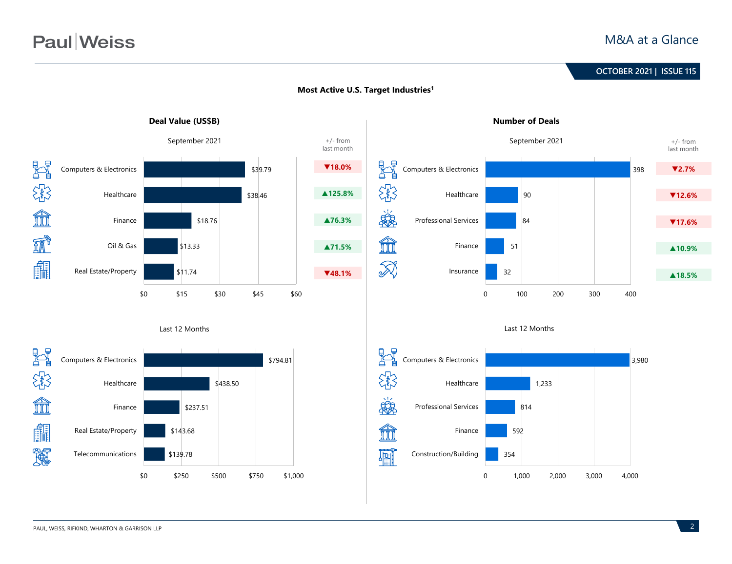## Most Active U.S. Target Industries[1]

### Deal Value (US$B)

**September 2021**

| Industry | Deal Value (US$B) | +/- from last month |
|---|---|---|
| Computers & Electronics | $39.79 | ▼18.0% |
| Healthcare | $38.46 | ▲125.8% |
| Finance | $18.76 | ▲76.3% |
| Oil & Gas | $13.33 | ▲71.5% |
| Real Estate/Property | $11.74 | ▼48.1% |

**Last 12 Months**

| Industry | Deal Value (US$B) |
|---|---|
| Computers & Electronics | $794.81 |
| Healthcare | $438.50 |
| Finance | $237.51 |
| Real Estate/Property | $143.68 |
| Telecommunications | $139.78 |

### Number of Deals

**September 2021**

| Industry | Number of Deals | +/- from last month |
|---|---|---|
| Computers & Electronics | 398 | ▼2.7% |
| Healthcare | 90 | ▼12.6% |
| Professional Services | 84 | ▼17.6% |
| Finance | 51 | ▲10.9% |
| Insurance | 32 | ▲18.5% |

**Last 12 Months**

| Industry | Number of Deals |
|---|---|
| Computers & Electronics | 3,980 |
| Healthcare | 1,233 |
| Professional Services | 814 |
| Finance | 592 |
| Construction/Building | 354 |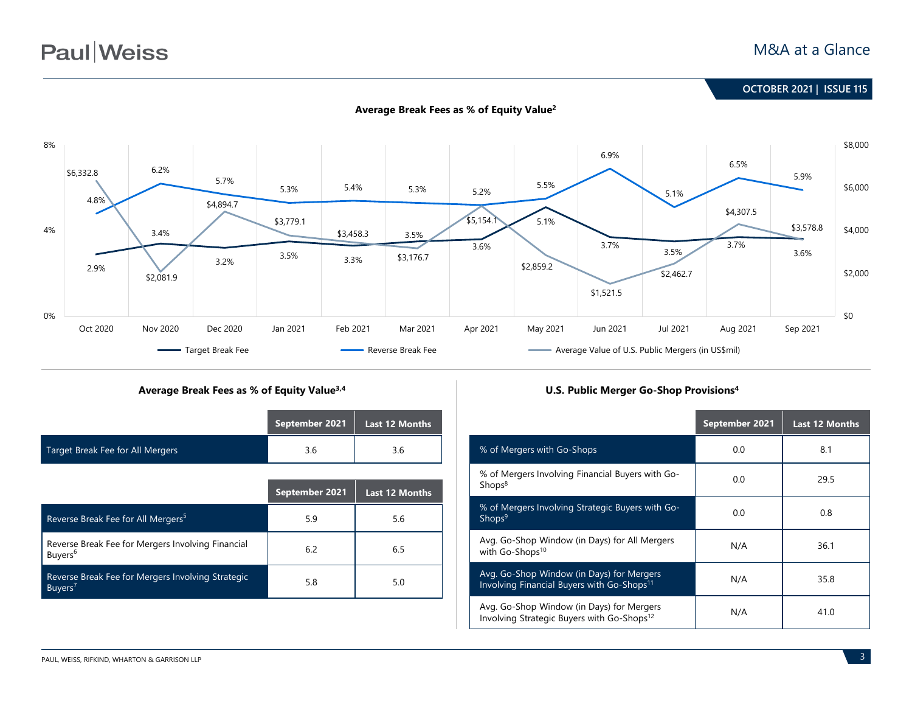### Average Break Fees as % of Equity Value[2]

| Month | Target Break Fee | Reverse Break Fee | Average Value of U.S. Public Mergers (in US$mil) |
|---|---|---|---|
| Oct 2020 | 2.9% | 4.8% | $6,332.8 |
| Nov 2020 | 3.4% | 6.2% | $2,081.9 |
| Dec 2020 | 3.2% | 5.7% | $4,894.7 |
| Jan 2021 | 3.5% | 5.3% | $3,779.1 |
| Feb 2021 | 3.3% | 5.4% | $3,458.3 |
| Mar 2021 | 3.5% | 5.3% | $3,176.7 |
| Apr 2021 | 3.6% | 5.2% | $5,154.1 |
| May 2021 | 5.1% | 5.5% | $2,859.2 |
| Jun 2021 | 3.7% | 6.9% | $1,521.5 |
| Jul 2021 | 3.5% | 5.1% | $2,462.7 |
| Aug 2021 | 3.7% | 6.5% | $4,307.5 |
| Sep 2021 | 3.6% | 5.9% | $3,578.8 |

### Average Break Fees as % of Equity Value[3,4]

| | September 2021 | Last 12 Months |
|---|---|---|
| Target Break Fee for All Mergers | 3.6 | 3.6 |

| | September 2021 | Last 12 Months |
|---|---|---|
| Reverse Break Fee for All Mergers[5] | 5.9 | 5.6 |
| Reverse Break Fee for Mergers Involving Financial Buyers[6] | 6.2 | 6.5 |
| Reverse Break Fee for Mergers Involving Strategic Buyers[7] | 5.8 | 5.0 |

### U.S. Public Merger Go-Shop Provisions[4]

| | September 2021 | Last 12 Months |
|---|---|---|
| % of Mergers with Go-Shops | 0.0 | 8.1 |
| % of Mergers Involving Financial Buyers with Go-Shops[8] | 0.0 | 29.5 |
| % of Mergers Involving Strategic Buyers with Go-Shops[9] | 0.0 | 0.8 |
| Avg. Go-Shop Window (in Days) for All Mergers with Go-Shops[10] | N/A | 36.1 |
| Avg. Go-Shop Window (in Days) for Mergers Involving Financial Buyers with Go-Shops[11] | N/A | 35.8 |
| Avg. Go-Shop Window (in Days) for Mergers Involving Strategic Buyers with Go-Shops[12] | N/A | 41.0 |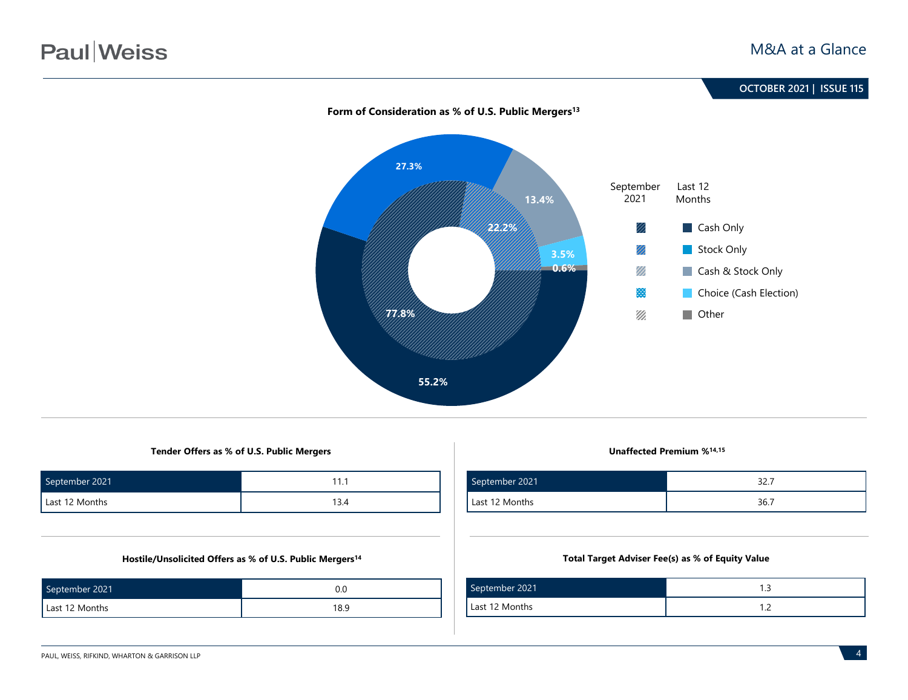**Form of Consideration as % of U.S. Public Mergers[13]**

| | September 2021 | Last 12 Months |
|---|---|---|
| Cash Only | 77.8% | 55.2% |
| Stock Only | 22.2% | 27.3% |
| Cash & Stock Only | | 13.4% |
| Choice (Cash Election) | | 3.5% |
| Other | | 0.6% |

**Tender Offers as % of U.S. Public Mergers**

| | |
|---|---|
| September 2021 | 11.1 |
| Last 12 Months | 13.4 |

**Unaffected Premium %[14,15]**

| | |
|---|---|
| September 2021 | 32.7 |
| Last 12 Months | 36.7 |

**Hostile/Unsolicited Offers as % of U.S. Public Mergers[14]**

| | |
|---|---|
| September 2021 | 0.0 |
| Last 12 Months | 18.9 |

**Total Target Adviser Fee(s) as % of Equity Value**

| | |
|---|---|
| September 2021 | 1.3 |
| Last 12 Months | 1.2 |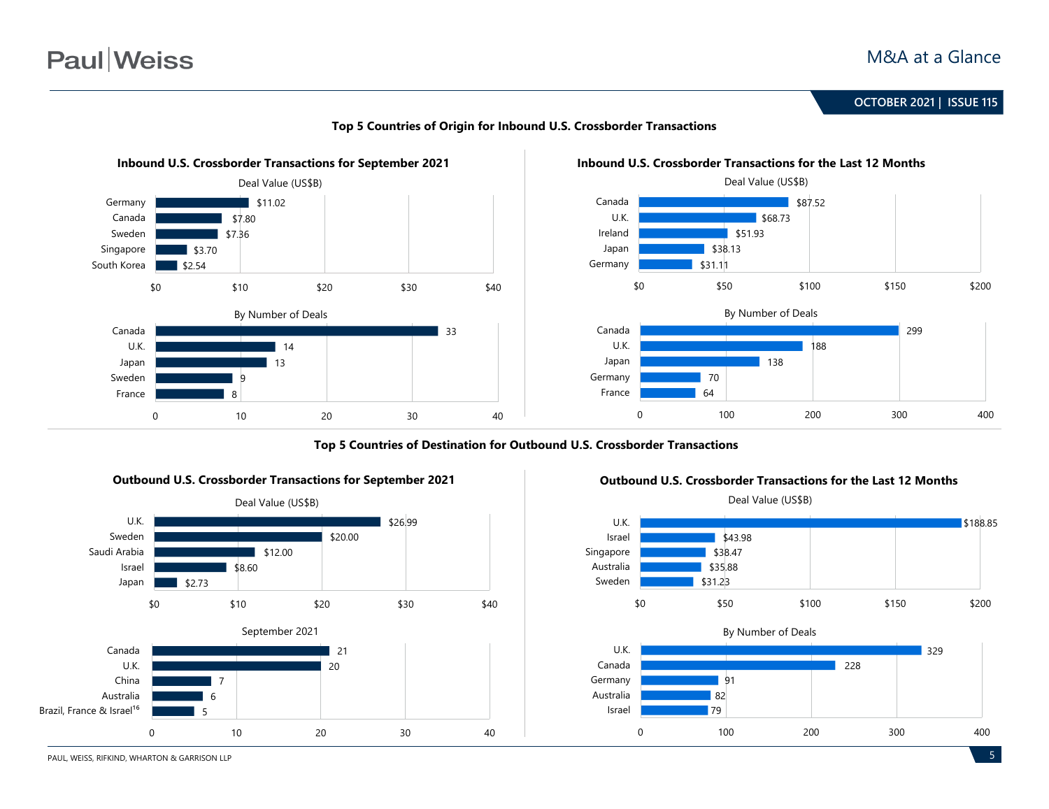## Top 5 Countries of Origin for Inbound U.S. Crossborder Transactions

### Inbound U.S. Crossborder Transactions for September 2021

**Deal Value (US$B)**

| Country | Deal Value (US$B) |
|---|---|
| Germany | $11.02 |
| Canada | $7.80 |
| Sweden | $7.36 |
| Singapore | $3.70 |
| South Korea | $2.54 |

**By Number of Deals**

| Country | Number of Deals |
|---|---|
| Canada | 33 |
| U.K. | 14 |
| Japan | 13 |
| Sweden | 9 |
| France | 8 |

### Inbound U.S. Crossborder Transactions for the Last 12 Months

**Deal Value (US$B)**

| Country | Deal Value (US$B) |
|---|---|
| Canada | $87.52 |
| U.K. | $68.73 |
| Ireland | $51.93 |
| Japan | $38.13 |
| Germany | $31.11 |

**By Number of Deals**

| Country | Number of Deals |
|---|---|
| Canada | 299 |
| U.K. | 188 |
| Japan | 138 |
| Germany | 70 |
| France | 64 |

## Top 5 Countries of Destination for Outbound U.S. Crossborder Transactions

### Outbound U.S. Crossborder Transactions for September 2021

**Deal Value (US$B)**

| Country | Deal Value (US$B) |
|---|---|
| U.K. | $26.99 |
| Sweden | $20.00 |
| Saudi Arabia | $12.00 |
| Israel | $8.60 |
| Japan | $2.73 |

**September 2021**

| Country | Number of Deals |
|---|---|
| Canada | 21 |
| U.K. | 20 |
| China | 7 |
| Australia | 6 |
| Brazil, France & Israel[16] | 5 |

### Outbound U.S. Crossborder Transactions for the Last 12 Months

**Deal Value (US$B)**

| Country | Deal Value (US$B) |
|---|---|
| U.K. | $188.85 |
| Israel | $43.98 |
| Singapore | $38.47 |
| Australia | $35.88 |
| Sweden | $31.23 |

**By Number of Deals**

| Country | Number of Deals |
|---|---|
| U.K. | 329 |
| Canada | 228 |
| Germany | 91 |
| Australia | 82 |
| Israel | 79 |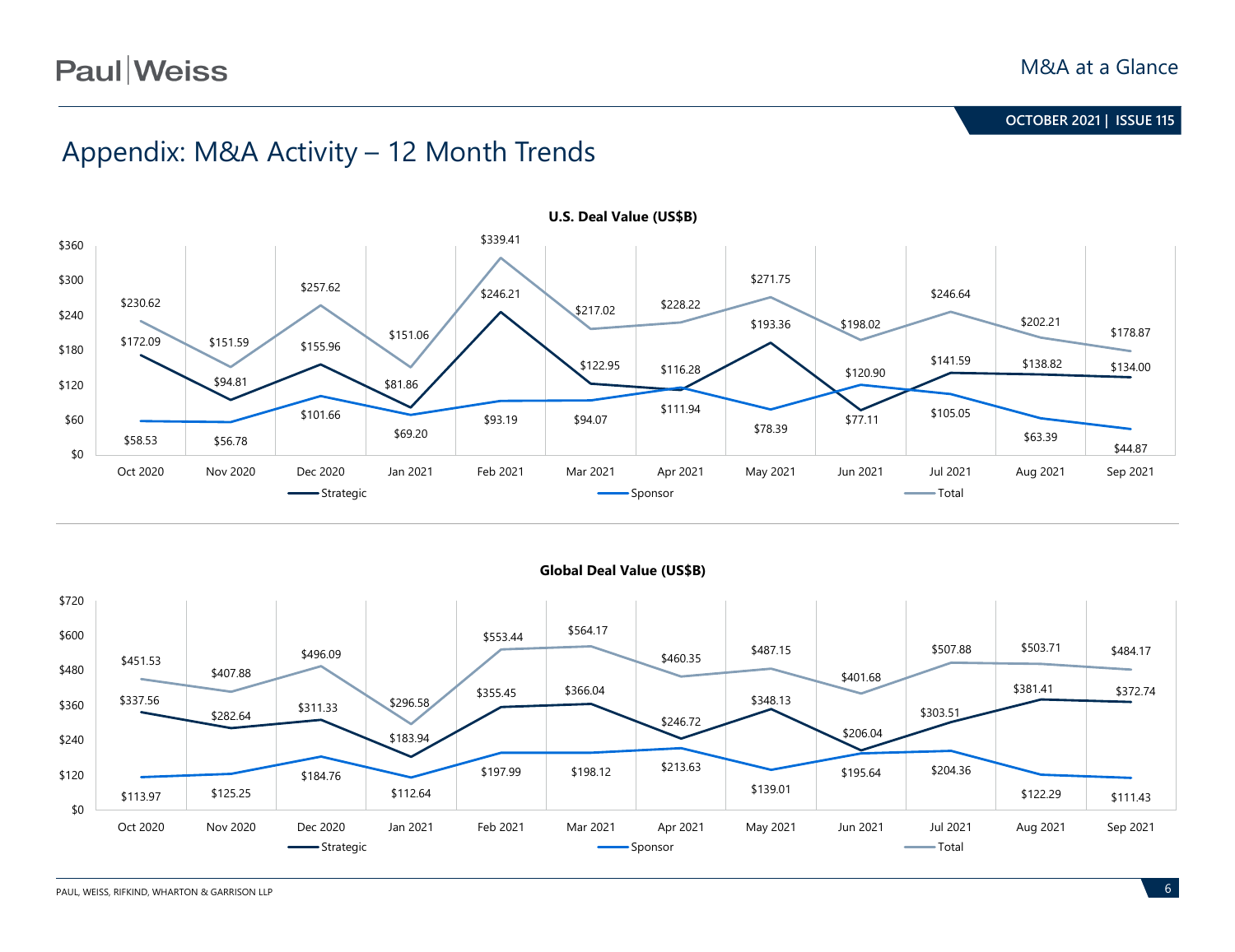# Appendix: M&A Activity – 12 Month Trends

**U.S. Deal Value (US$B)**

| | Oct 2020 | Nov 2020 | Dec 2020 | Jan 2021 | Feb 2021 | Mar 2021 | Apr 2021 | May 2021 | Jun 2021 | Jul 2021 | Aug 2021 | Sep 2021 |
|---|---|---|---|---|---|---|---|---|---|---|---|---|
| Strategic | $172.09 | $94.81 | $155.96 | $81.86 | $246.21 | $122.95 | $111.94 | $193.36 | $77.11 | $141.59 | $138.82 | $134.00 |
| Sponsor | $58.53 | $56.78 | $101.66 | $69.20 | $93.19 | $94.07 | $116.28 | $78.39 | $120.90 | $105.05 | $63.39 | $44.87 |
| Total | $230.62 | $151.59 | $257.62 | $151.06 | $339.41 | $217.02 | $228.22 | $271.75 | $198.02 | $246.64 | $202.21 | $178.87 |

**Global Deal Value (US$B)**

| | Oct 2020 | Nov 2020 | Dec 2020 | Jan 2021 | Feb 2021 | Mar 2021 | Apr 2021 | May 2021 | Jun 2021 | Jul 2021 | Aug 2021 | Sep 2021 |
|---|---|---|---|---|---|---|---|---|---|---|---|---|
| Strategic | $337.56 | $282.64 | $311.33 | $183.94 | $355.45 | $366.04 | $246.72 | $348.13 | $206.04 | $303.51 | $381.41 | $372.74 |
| Sponsor | $113.97 | $125.25 | $184.76 | $112.64 | $197.99 | $198.12 | $213.63 | $139.01 | $195.64 | $204.36 | $122.29 | $111.43 |
| Total | $451.53 | $407.88 | $496.09 | $296.58 | $553.44 | $564.17 | $460.35 | $487.15 | $401.68 | $507.88 | $503.71 | $484.17 |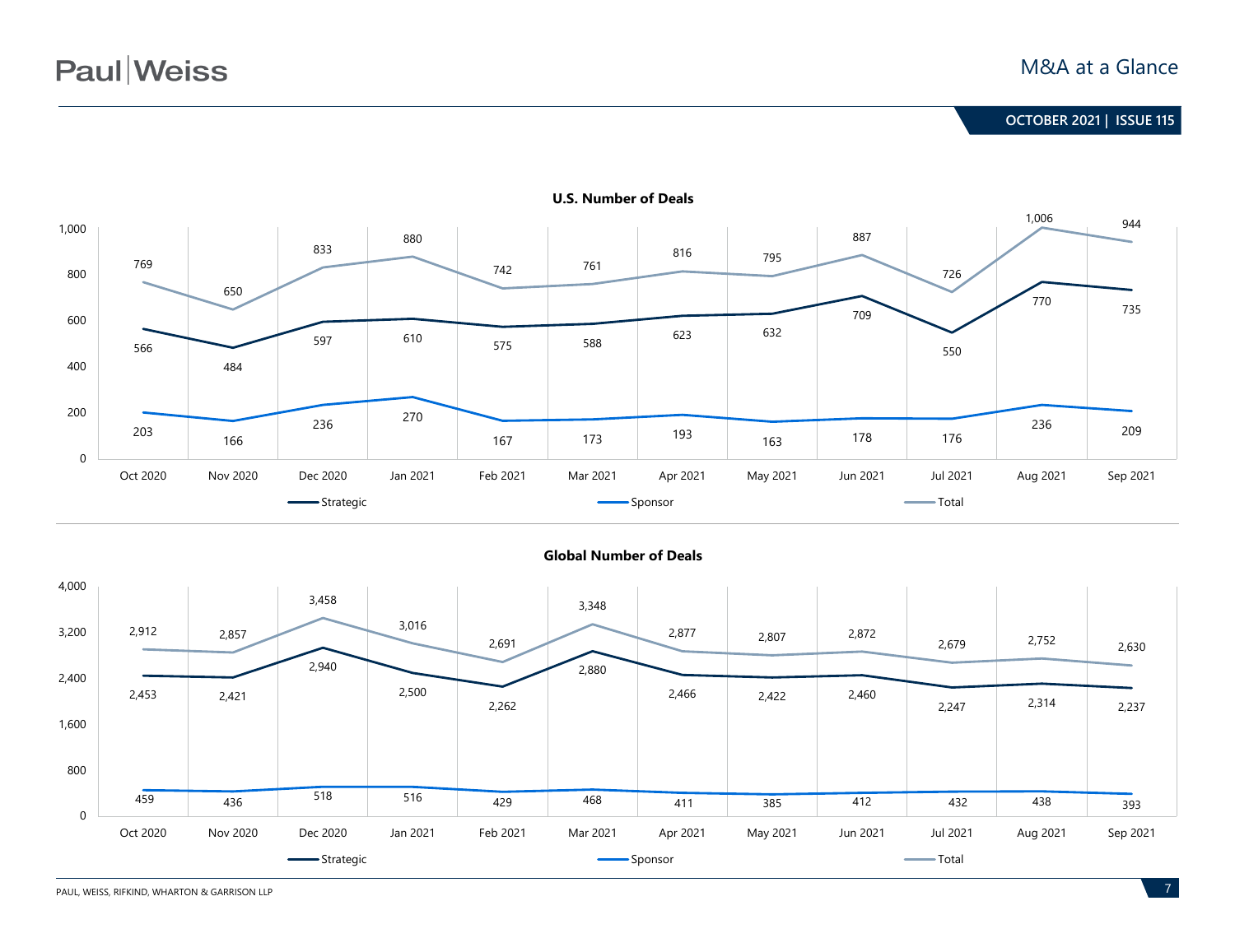**U.S. Number of Deals**

| | Oct 2020 | Nov 2020 | Dec 2020 | Jan 2021 | Feb 2021 | Mar 2021 | Apr 2021 | May 2021 | Jun 2021 | Jul 2021 | Aug 2021 | Sep 2021 |
|---|---|---|---|---|---|---|---|---|---|---|---|---|
| Strategic | 566 | 484 | 597 | 610 | 575 | 588 | 623 | 632 | 709 | 550 | 770 | 735 |
| Sponsor | 203 | 166 | 236 | 270 | 167 | 173 | 193 | 163 | 178 | 176 | 236 | 209 |
| Total | 769 | 650 | 833 | 880 | 742 | 761 | 816 | 795 | 887 | 726 | 1,006 | 944 |

**Global Number of Deals**

| | Oct 2020 | Nov 2020 | Dec 2020 | Jan 2021 | Feb 2021 | Mar 2021 | Apr 2021 | May 2021 | Jun 2021 | Jul 2021 | Aug 2021 | Sep 2021 |
|---|---|---|---|---|---|---|---|---|---|---|---|---|
| Strategic | 2,453 | 2,421 | 2,940 | 2,500 | 2,262 | 2,880 | 2,466 | 2,422 | 2,460 | 2,247 | 2,314 | 2,237 |
| Sponsor | 459 | 436 | 518 | 516 | 429 | 468 | 411 | 385 | 412 | 432 | 438 | 393 |
| Total | 2,912 | 2,857 | 3,458 | 3,016 | 2,691 | 3,348 | 2,877 | 2,807 | 2,872 | 2,679 | 2,752 | 2,630 |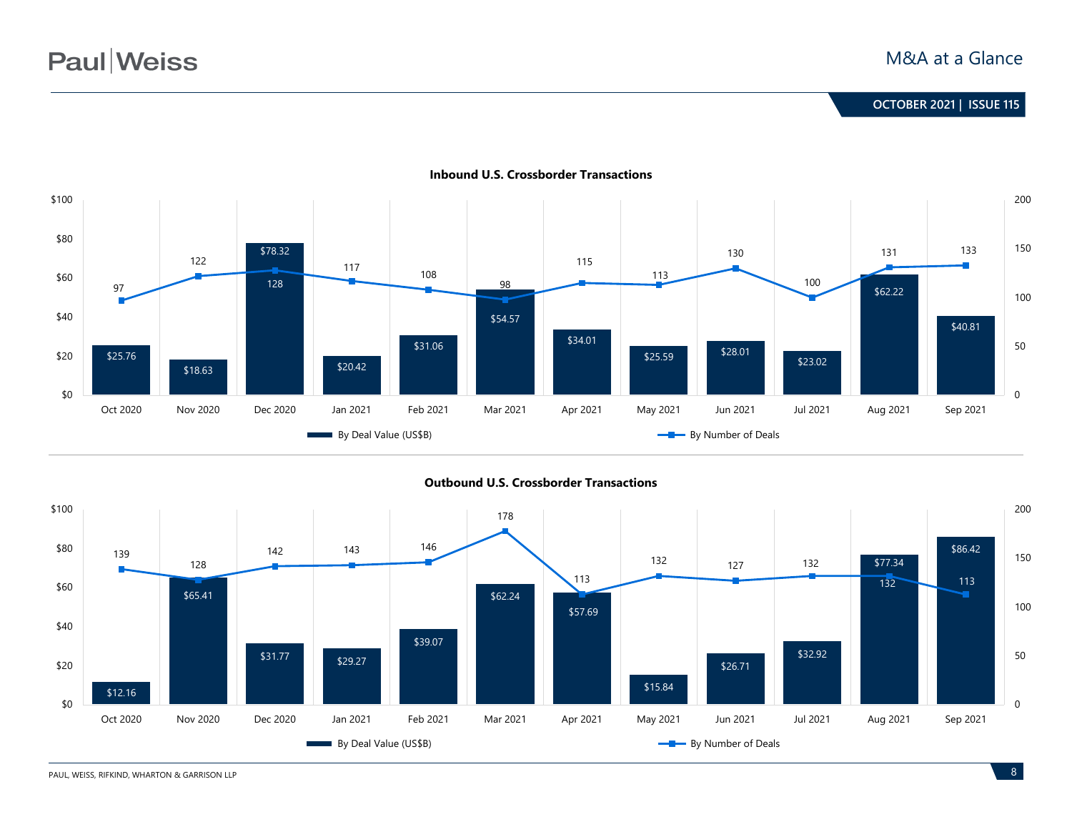### Inbound U.S. Crossborder Transactions

| Month | By Deal Value (US$B) | By Number of Deals |
|---|---|---|
| Oct 2020 | $25.76 | 97 |
| Nov 2020 | $18.63 | 122 |
| Dec 2020 | $78.32 | 128 |
| Jan 2021 | $20.42 | 117 |
| Feb 2021 | $31.06 | 108 |
| Mar 2021 | $54.57 | 98 |
| Apr 2021 | $34.01 | 115 |
| May 2021 | $25.59 | 113 |
| Jun 2021 | $28.01 | 130 |
| Jul 2021 | $23.02 | 100 |
| Aug 2021 | $62.22 | 131 |
| Sep 2021 | $40.81 | 133 |

### Outbound U.S. Crossborder Transactions

| Month | By Deal Value (US$B) | By Number of Deals |
|---|---|---|
| Oct 2020 | $12.16 | 139 |
| Nov 2020 | $65.41 | 128 |
| Dec 2020 | $31.77 | 142 |
| Jan 2021 | $29.27 | 143 |
| Feb 2021 | $39.07 | 146 |
| Mar 2021 | $62.24 | 178 |
| Apr 2021 | $57.69 | 113 |
| May 2021 | $15.84 | 132 |
| Jun 2021 | $26.71 | 127 |
| Jul 2021 | $32.92 | 132 |
| Aug 2021 | $77.34 | 132 |
| Sep 2021 | $86.42 | 113 |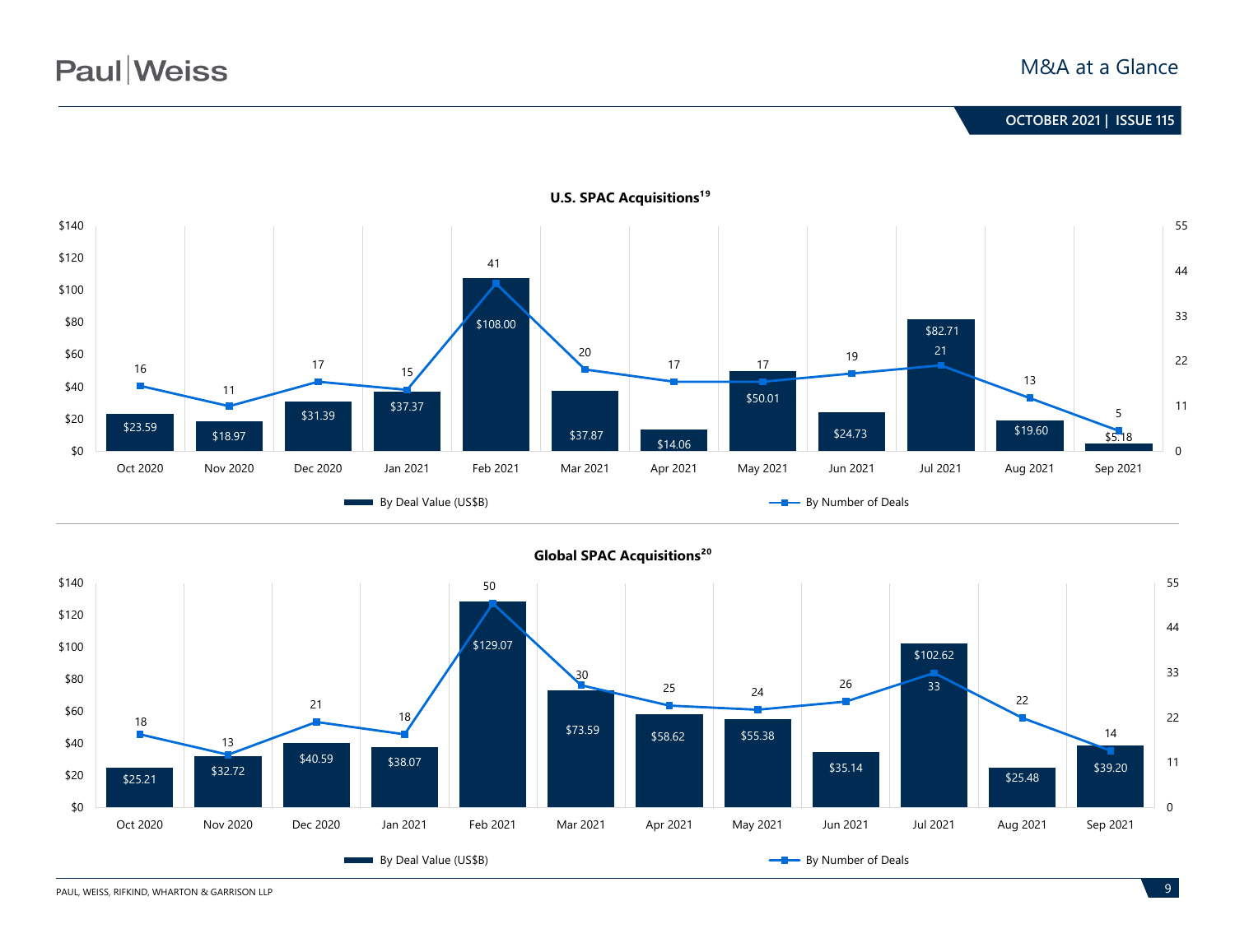### U.S. SPAC Acquisitions[19]

| Month | By Deal Value (US$B) | By Number of Deals |
|---|---|---|
| Oct 2020 | $23.59 | 16 |
| Nov 2020 | $18.97 | 11 |
| Dec 2020 | $31.39 | 17 |
| Jan 2021 | $37.37 | 15 |
| Feb 2021 | $108.00 | 41 |
| Mar 2021 | $37.87 | 20 |
| Apr 2021 | $14.06 | 17 |
| May 2021 | $50.01 | 17 |
| Jun 2021 | $24.73 | 19 |
| Jul 2021 | $82.71 | 21 |
| Aug 2021 | $19.60 | 13 |
| Sep 2021 | $5.18 | 5 |

### Global SPAC Acquisitions[20]

| Month | By Deal Value (US$B) | By Number of Deals |
|---|---|---|
| Oct 2020 | $25.21 | 18 |
| Nov 2020 | $32.72 | 13 |
| Dec 2020 | $40.59 | 21 |
| Jan 2021 | $38.07 | 18 |
| Feb 2021 | $129.07 | 50 |
| Mar 2021 | $73.59 | 30 |
| Apr 2021 | $58.62 | 25 |
| May 2021 | $55.38 | 24 |
| Jun 2021 | $35.14 | 26 |
| Jul 2021 | $102.62 | 33 |
| Aug 2021 | $25.48 | 22 |
| Sep 2021 | $39.20 | 14 |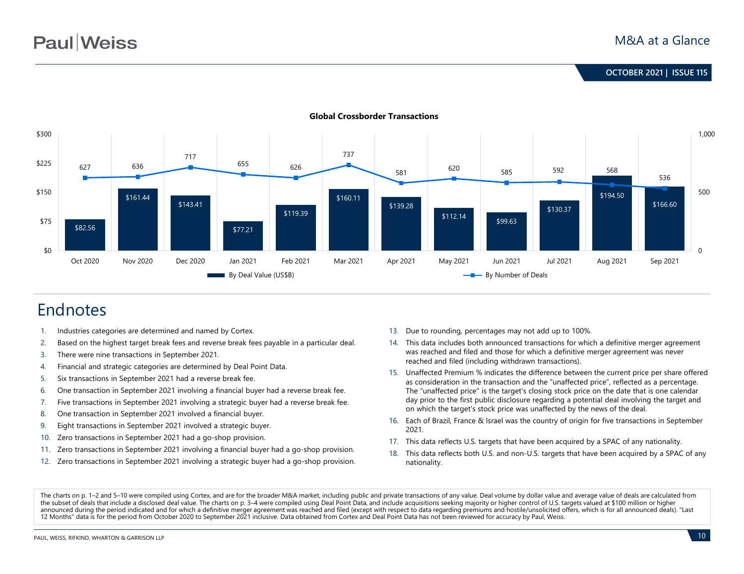**Global Crossborder Transactions**

| Month | By Deal Value (US$B) | By Number of Deals |
|---|---|---|
| Oct 2020 | $82.56 | 627 |
| Nov 2020 | $161.44 | 636 |
| Dec 2020 | $143.41 | 717 |
| Jan 2021 | $77.21 | 655 |
| Feb 2021 | $119.39 | 626 |
| Mar 2021 | $160.11 | 737 |
| Apr 2021 | $139.28 | 581 |
| May 2021 | $112.14 | 620 |
| Jun 2021 | $99.63 | 585 |
| Jul 2021 | $130.37 | 592 |
| Aug 2021 | $194.50 | 568 |
| Sep 2021 | $166.60 | 536 |

# Endnotes

1. Industries categories are determined and named by Cortex.
2. Based on the highest target break fees and reverse break fees payable in a particular deal.
3. There were nine transactions in September 2021.
4. Financial and strategic categories are determined by Deal Point Data.
5. Six transactions in September 2021 had a reverse break fee.
6. One transaction in September 2021 involving a financial buyer had a reverse break fee.
7. Five transactions in September 2021 involving a strategic buyer had a reverse break fee.
8. One transaction in September 2021 involved a financial buyer.
9. Eight transactions in September 2021 involved a strategic buyer.
10. Zero transactions in September 2021 had a go-shop provision.
11. Zero transactions in September 2021 involving a financial buyer had a go-shop provision.
12. Zero transactions in September 2021 involving a strategic buyer had a go-shop provision.
13. Due to rounding, percentages may not add up to 100%.
14. This data includes both announced transactions for which a definitive merger agreement was reached and filed and those for which a definitive merger agreement was never reached and filed (including withdrawn transactions).
15. Unaffected Premium % indicates the difference between the current price per share offered as consideration in the transaction and the "unaffected price", reflected as a percentage. The "unaffected price" is the target's closing stock price on the date that is one calendar day prior to the first public disclosure regarding a potential deal involving the target and on which the target's stock price was unaffected by the news of the deal.
16. Each of Brazil, France & Israel was the country of origin for five transactions in September 2021.
17. This data reflects U.S. targets that have been acquired by a SPAC of any nationality.
18. This data reflects both U.S. and non-U.S. targets that have been acquired by a SPAC of any nationality.

The charts on p. 1–2 and 5–10 were compiled using Cortex, and are for the broader M&A market, including public and private transactions of any value. Deal volume by dollar value and average value of deals are calculated from the subset of deals that include a disclosed deal value. The charts on p. 3–4 were compiled using Deal Point Data, and include acquisitions seeking majority or higher control of U.S. targets valued at $100 million or higher announced during the period indicated and for which a definitive merger agreement was reached and filed (except with respect to data regarding premiums and hostile/unsolicited offers, which is for all announced deals). "Last 12 Months" data is for the period from October 2020 to September 2021 inclusive. Data obtained from Cortex and Deal Point Data has not been reviewed for accuracy by Paul, Weiss.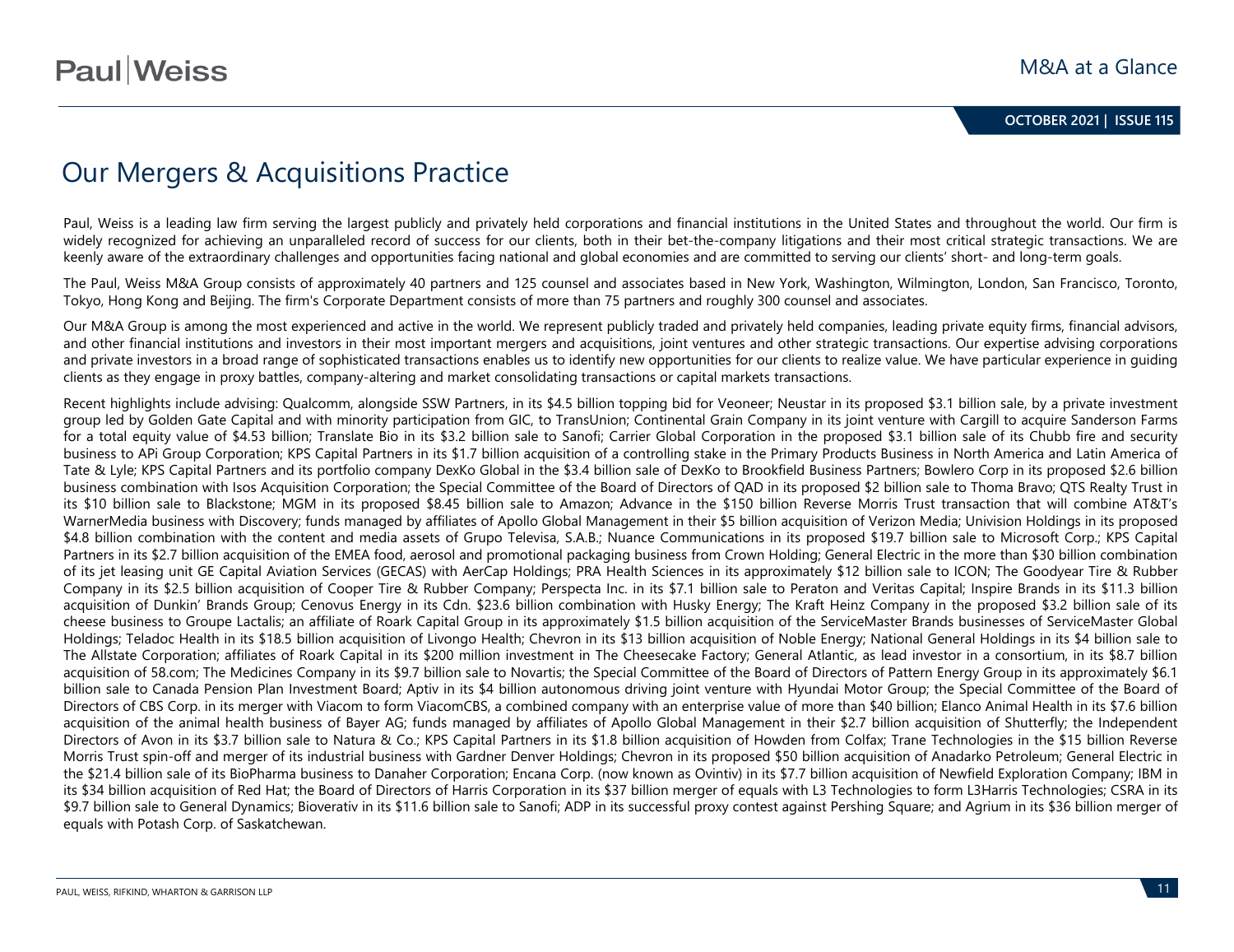# Our Mergers & Acquisitions Practice

Paul, Weiss is a leading law firm serving the largest publicly and privately held corporations and financial institutions in the United States and throughout the world. Our firm is widely recognized for achieving an unparalleled record of success for our clients, both in their bet-the-company litigations and their most critical strategic transactions. We are keenly aware of the extraordinary challenges and opportunities facing national and global economies and are committed to serving our clients' short- and long-term goals.

The Paul, Weiss M&A Group consists of approximately 40 partners and 125 counsel and associates based in New York, Washington, Wilmington, London, San Francisco, Toronto, Tokyo, Hong Kong and Beijing. The firm's Corporate Department consists of more than 75 partners and roughly 300 counsel and associates.

Our M&A Group is among the most experienced and active in the world. We represent publicly traded and privately held companies, leading private equity firms, financial advisors, and other financial institutions and investors in their most important mergers and acquisitions, joint ventures and other strategic transactions. Our expertise advising corporations and private investors in a broad range of sophisticated transactions enables us to identify new opportunities for our clients to realize value. We have particular experience in guiding clients as they engage in proxy battles, company-altering and market consolidating transactions or capital markets transactions.

Recent highlights include advising: Qualcomm, alongside SSW Partners, in its $4.5 billion topping bid for Veoneer; Neustar in its proposed $3.1 billion sale, by a private investment group led by Golden Gate Capital and with minority participation from GIC, to TransUnion; Continental Grain Company in its joint venture with Cargill to acquire Sanderson Farms for a total equity value of $4.53 billion; Translate Bio in its $3.2 billion sale to Sanofi; Carrier Global Corporation in the proposed $3.1 billion sale of its Chubb fire and security business to APi Group Corporation; KPS Capital Partners in its $1.7 billion acquisition of a controlling stake in the Primary Products Business in North America and Latin America of Tate & Lyle; KPS Capital Partners and its portfolio company DexKo Global in the $3.4 billion sale of DexKo to Brookfield Business Partners; Bowlero Corp in its proposed $2.6 billion business combination with Isos Acquisition Corporation; the Special Committee of the Board of Directors of QAD in its proposed $2 billion sale to Thoma Bravo; QTS Realty Trust in its $10 billion sale to Blackstone; MGM in its proposed $8.45 billion sale to Amazon; Advance in the $150 billion Reverse Morris Trust transaction that will combine AT&T's WarnerMedia business with Discovery; funds managed by affiliates of Apollo Global Management in their $5 billion acquisition of Verizon Media; Univision Holdings in its proposed $4.8 billion combination with the content and media assets of Grupo Televisa, S.A.B.; Nuance Communications in its proposed $19.7 billion sale to Microsoft Corp.; KPS Capital Partners in its $2.7 billion acquisition of the EMEA food, aerosol and promotional packaging business from Crown Holding; General Electric in the more than $30 billion combination of its jet leasing unit GE Capital Aviation Services (GECAS) with AerCap Holdings; PRA Health Sciences in its approximately $12 billion sale to ICON; The Goodyear Tire & Rubber Company in its $2.5 billion acquisition of Cooper Tire & Rubber Company; Perspecta Inc. in its $7.1 billion sale to Peraton and Veritas Capital; Inspire Brands in its $11.3 billion acquisition of Dunkin' Brands Group; Cenovus Energy in its Cdn. $23.6 billion combination with Husky Energy; The Kraft Heinz Company in the proposed $3.2 billion sale of its cheese business to Groupe Lactalis; an affiliate of Roark Capital Group in its approximately $1.5 billion acquisition of the ServiceMaster Brands businesses of ServiceMaster Global Holdings; Teladoc Health in its $18.5 billion acquisition of Livongo Health; Chevron in its $13 billion acquisition of Noble Energy; National General Holdings in its $4 billion sale to The Allstate Corporation; affiliates of Roark Capital in its $200 million investment in The Cheesecake Factory; General Atlantic, as lead investor in a consortium, in its $8.7 billion acquisition of 58.com; The Medicines Company in its $9.7 billion sale to Novartis; the Special Committee of the Board of Directors of Pattern Energy Group in its approximately $6.1 billion sale to Canada Pension Plan Investment Board; Aptiv in its $4 billion autonomous driving joint venture with Hyundai Motor Group; the Special Committee of the Board of Directors of CBS Corp. in its merger with Viacom to form ViacomCBS, a combined company with an enterprise value of more than $40 billion; Elanco Animal Health in its $7.6 billion acquisition of the animal health business of Bayer AG; funds managed by affiliates of Apollo Global Management in their $2.7 billion acquisition of Shutterfly; the Independent Directors of Avon in its $3.7 billion sale to Natura & Co.; KPS Capital Partners in its $1.8 billion acquisition of Howden from Colfax; Trane Technologies in the $15 billion Reverse Morris Trust spin-off and merger of its industrial business with Gardner Denver Holdings; Chevron in its proposed $50 billion acquisition of Anadarko Petroleum; General Electric in the $21.4 billion sale of its BioPharma business to Danaher Corporation; Encana Corp. (now known as Ovintiv) in its $7.7 billion acquisition of Newfield Exploration Company; IBM in its $34 billion acquisition of Red Hat; the Board of Directors of Harris Corporation in its $37 billion merger of equals with L3 Technologies to form L3Harris Technologies; CSRA in its $9.7 billion sale to General Dynamics; Bioverativ in its $11.6 billion sale to Sanofi; ADP in its successful proxy contest against Pershing Square; and Agrium in its $36 billion merger of equals with Potash Corp. of Saskatchewan.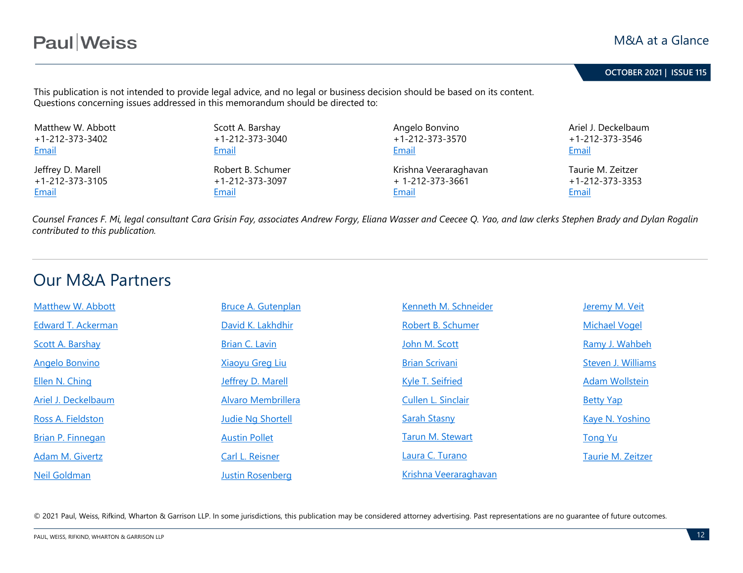This publication is not intended to provide legal advice, and no legal or business decision should be based on its content. Questions concerning issues addressed in this memorandum should be directed to:

Matthew W. Abbott
+1-212-373-3402
[Email](#)

Scott A. Barshay
+1-212-373-3040
[Email](#)

Angelo Bonvino
+1-212-373-3570
[Email](#)

Ariel J. Deckelbaum
+1-212-373-3546
[Email](#)

Jeffrey D. Marell
+1-212-373-3105
[Email](#)

Robert B. Schumer
+1-212-373-3097
[Email](#)

Krishna Veeraraghavan
+ 1-212-373-3661
[Email](#)

Taurie M. Zeitzer
+1-212-373-3353
[Email](#)

*Counsel Frances F. Mi, legal consultant Cara Grisin Fay, associates Andrew Forgy, Eliana Wasser and Ceecee Q. Yao, and law clerks Stephen Brady and Dylan Rogalin contributed to this publication.*

# Our M&A Partners

Matthew W. Abbott
Edward T. Ackerman
Scott A. Barshay
Angelo Bonvino
Ellen N. Ching
Ariel J. Deckelbaum
Ross A. Fieldston
Brian P. Finnegan
Adam M. Givertz
Neil Goldman
Bruce A. Gutenplan
David K. Lakhdhir
Brian C. Lavin
Xiaoyu Greg Liu
Jeffrey D. Marell
Alvaro Membrillera
Judie Ng Shortell
Austin Pollet
Carl L. Reisner
Justin Rosenberg
Kenneth M. Schneider
Robert B. Schumer
John M. Scott
Brian Scrivani
Kyle T. Seifried
Cullen L. Sinclair
Sarah Stasny
Tarun M. Stewart
Laura C. Turano
Krishna Veeraraghavan
Jeremy M. Veit
Michael Vogel
Ramy J. Wahbeh
Steven J. Williams
Adam Wollstein
Betty Yap
Kaye N. Yoshino
Tong Yu
Taurie M. Zeitzer

© 2021 Paul, Weiss, Rifkind, Wharton & Garrison LLP. In some jurisdictions, this publication may be considered attorney advertising. Past representations are no guarantee of future outcomes.